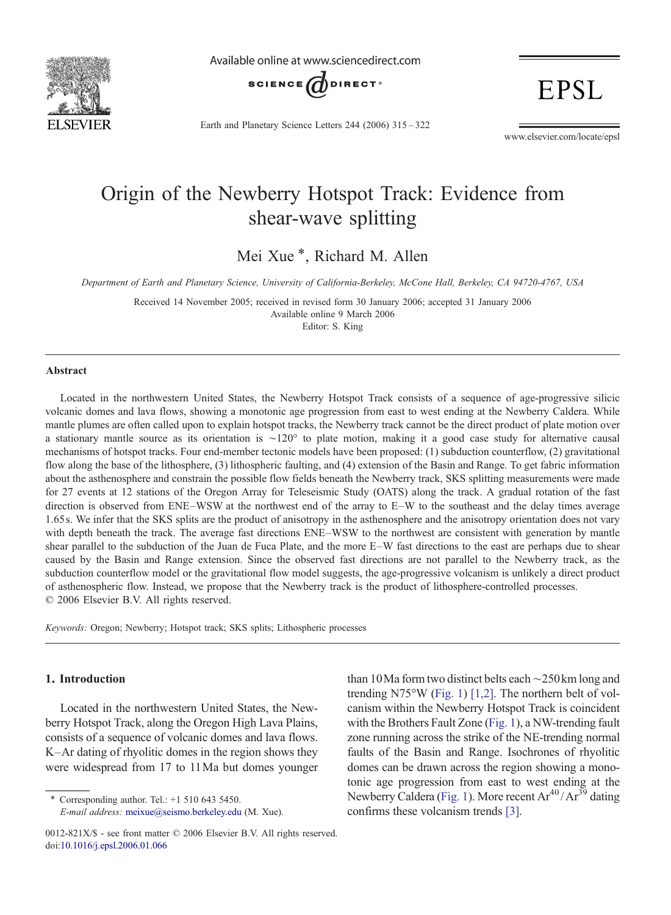# Origin of the Newberry Hotspot Track: Evidence from shear-wave splitting

Mei Xue *, Richard M. Allen

*Department of Earth and Planetary Science, University of California-Berkeley, McCone Hall, Berkeley, CA 94720-4767, USA*

Received 14 November 2005; received in revised form 30 January 2006; accepted 31 January 2006
Available online 9 March 2006
Editor: S. King

## Abstract

Located in the northwestern United States, the Newberry Hotspot Track consists of a sequence of age-progressive silicic volcanic domes and lava flows, showing a monotonic age progression from east to west ending at the Newberry Caldera. While mantle plumes are often called upon to explain hotspot tracks, the Newberry track cannot be the direct product of plate motion over a stationary mantle source as its orientation is ~120° to plate motion, making it a good case study for alternative causal mechanisms of hotspot tracks. Four end-member tectonic models have been proposed: (1) subduction counterflow, (2) gravitational flow along the base of the lithosphere, (3) lithospheric faulting, and (4) extension of the Basin and Range. To get fabric information about the asthenosphere and constrain the possible flow fields beneath the Newberry track, SKS splitting measurements were made for 27 events at 12 stations of the Oregon Array for Teleseismic Study (OATS) along the track. A gradual rotation of the fast direction is observed from ENE–WSW at the northwest end of the array to E–W to the southeast and the delay times average 1.65 s. We infer that the SKS splits are the product of anisotropy in the asthenosphere and the anisotropy orientation does not vary with depth beneath the track. The average fast directions ENE–WSW to the northwest are consistent with generation by mantle shear parallel to the subduction of the Juan de Fuca Plate, and the more E–W fast directions to the east are perhaps due to shear caused by the Basin and Range extension. Since the observed fast directions are not parallel to the Newberry track, as the subduction counterflow model or the gravitational flow model suggests, the age-progressive volcanism is unlikely a direct product of asthenospheric flow. Instead, we propose that the Newberry track is the product of lithosphere-controlled processes.
© 2006 Elsevier B.V. All rights reserved.

*Keywords:* Oregon; Newberry; Hotspot track; SKS splits; Lithospheric processes

## 1. Introduction

Located in the northwestern United States, the Newberry Hotspot Track, along the Oregon High Lava Plains, consists of a sequence of volcanic domes and lava flows. K–Ar dating of rhyolitic domes in the region shows they were widespread from 17 to 11 Ma but domes younger than 10 Ma form two distinct belts each ~250 km long and trending N75°W (Fig. 1) [1,2]. The northern belt of volcanism within the Newberry Hotspot Track is coincident with the Brothers Fault Zone (Fig. 1), a NW-trending fault zone running across the strike of the NE-trending normal faults of the Basin and Range. Isochrones of rhyolitic domes can be drawn across the region showing a monotonic age progression from east to west ending at the Newberry Caldera (Fig. 1). More recent $Ar^{40}/Ar^{39}$ dating confirms these volcanism trends [3].

* Corresponding author. Tel.: +1 510 643 5450.
*E-mail address:* meixue@seismo.berkeley.edu (M. Xue).

0012-821X/$ - see front matter © 2006 Elsevier B.V. All rights reserved.
doi:10.1016/j.epsl.2006.01.066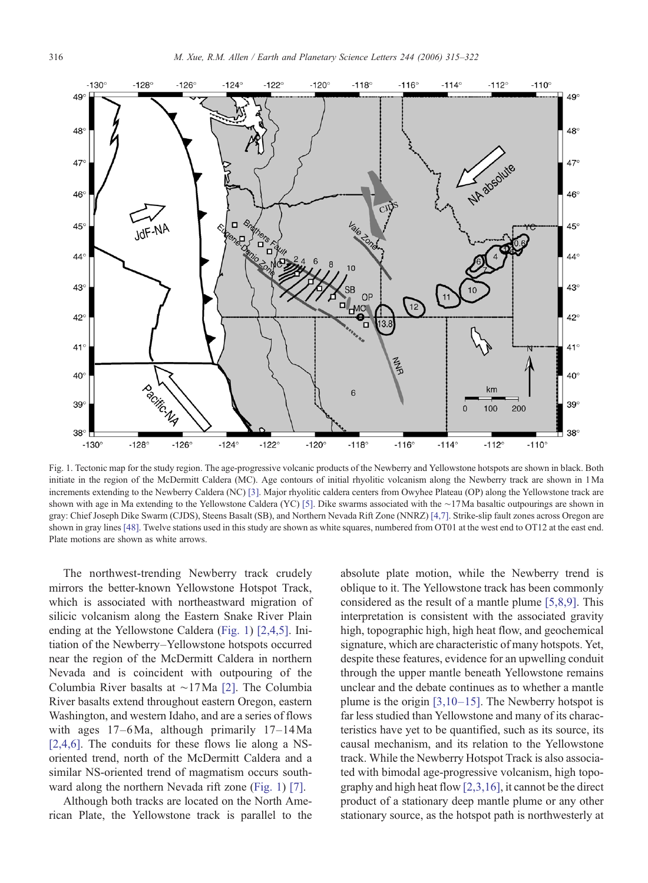Fig. 1. Tectonic map for the study region. The age-progressive volcanic products of the Newberry and Yellowstone hotspots are shown in black. Both initiate in the region of the McDermitt Caldera (MC). Age contours of initial rhyolitic volcanism along the Newberry track are shown in 1 Ma increments extending to the Newberry Caldera (NC) [3]. Major rhyolitic caldera centers from Owyhee Plateau (OP) along the Yellowstone track are shown with age in Ma extending to the Yellowstone Caldera (YC) [5]. Dike swarms associated with the ~17 Ma basaltic outpourings are shown in gray: Chief Joseph Dike Swarm (CJDS), Steens Basalt (SB), and Northern Nevada Rift Zone (NNRZ) [4,7]. Strike-slip fault zones across Oregon are shown in gray lines [48]. Twelve stations used in this study are shown as white squares, numbered from OT01 at the west end to OT12 at the east end. Plate motions are shown as white arrows.

The northwest-trending Newberry track crudely mirrors the better-known Yellowstone Hotspot Track, which is associated with northeastward migration of silicic volcanism along the Eastern Snake River Plain ending at the Yellowstone Caldera (Fig. 1) [2,4,5]. Initiation of the Newberry–Yellowstone hotspots occurred near the region of the McDermitt Caldera in northern Nevada and is coincident with outpouring of the Columbia River basalts at ~17 Ma [2]. The Columbia River basalts extend throughout eastern Oregon, eastern Washington, and western Idaho, and are a series of flows with ages 17–6 Ma, although primarily 17–14 Ma [2,4,6]. The conduits for these flows lie along a NS-oriented trend, north of the McDermitt Caldera and a similar NS-oriented trend of magmatism occurs southward along the northern Nevada rift zone (Fig. 1) [7].

Although both tracks are located on the North American Plate, the Yellowstone track is parallel to the absolute plate motion, while the Newberry trend is oblique to it. The Yellowstone track has been commonly considered as the result of a mantle plume [5,8,9]. This interpretation is consistent with the associated gravity high, topographic high, high heat flow, and geochemical signature, which are characteristic of many hotspots. Yet, despite these features, evidence for an upwelling conduit through the upper mantle beneath Yellowstone remains unclear and the debate continues as to whether a mantle plume is the origin [3,10–15]. The Newberry hotspot is far less studied than Yellowstone and many of its characteristics have yet to be quantified, such as its source, its causal mechanism, and its relation to the Yellowstone track. While the Newberry Hotspot Track is also associated with bimodal age-progressive volcanism, high topography and high heat flow [2,3,16], it cannot be the direct product of a stationary deep mantle plume or any other stationary source, as the hotspot path is northwesterly at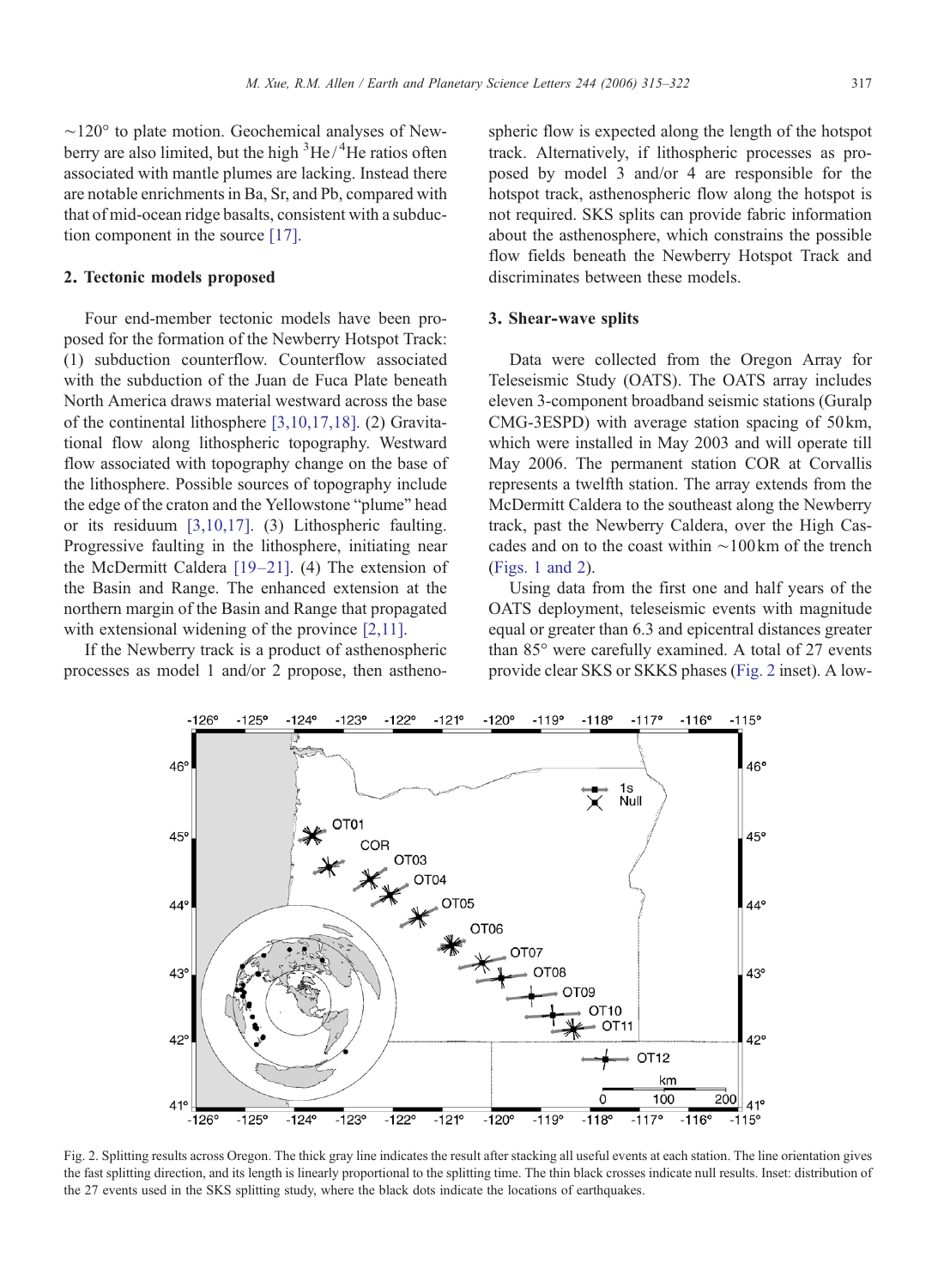~120° to plate motion. Geochemical analyses of Newberry are also limited, but the high $^3He/^4He$ ratios often associated with mantle plumes are lacking. Instead there are notable enrichments in Ba, Sr, and Pb, compared with that of mid-ocean ridge basalts, consistent with a subduction component in the source [17].

## 2. Tectonic models proposed

Four end-member tectonic models have been proposed for the formation of the Newberry Hotspot Track: (1) subduction counterflow. Counterflow associated with the subduction of the Juan de Fuca Plate beneath North America draws material westward across the base of the continental lithosphere [3,10,17,18]. (2) Gravitational flow along lithospheric topography. Westward flow associated with topography change on the base of the lithosphere. Possible sources of topography include the edge of the craton and the Yellowstone "plume" head or its residuum [3,10,17]. (3) Lithospheric faulting. Progressive faulting in the lithosphere, initiating near the McDermitt Caldera [19–21]. (4) The extension of the Basin and Range. The enhanced extension at the northern margin of the Basin and Range that propagated with extensional widening of the province [2,11].

If the Newberry track is a product of asthenospheric processes as model 1 and/or 2 propose, then asthenospheric flow is expected along the length of the hotspot track. Alternatively, if lithospheric processes as proposed by model 3 and/or 4 are responsible for the hotspot track, asthenospheric flow along the hotspot is not required. SKS splits can provide fabric information about the asthenosphere, which constrains the possible flow fields beneath the Newberry Hotspot Track and discriminates between these models.

## 3. Shear-wave splits

Data were collected from the Oregon Array for Teleseismic Study (OATS). The OATS array includes eleven 3-component broadband seismic stations (Guralp CMG-3ESPD) with average station spacing of 50 km, which were installed in May 2003 and will operate till May 2006. The permanent station COR at Corvallis represents a twelfth station. The array extends from the McDermitt Caldera to the southeast along the Newberry track, past the Newberry Caldera, over the High Cascades and on to the coast within ~100 km of the trench (Figs. 1 and 2).

Using data from the first one and half years of the OATS deployment, teleseismic events with magnitude equal or greater than 6.3 and epicentral distances greater than 85° were carefully examined. A total of 27 events provide clear SKS or SKKS phases (Fig. 2 inset). A low-

Fig. 2. Splitting results across Oregon. The thick gray line indicates the result after stacking all useful events at each station. The line orientation gives the fast splitting direction, and its length is linearly proportional to the splitting time. The thin black crosses indicate null results. Inset: distribution of the 27 events used in the SKS splitting study, where the black dots indicate the locations of earthquakes.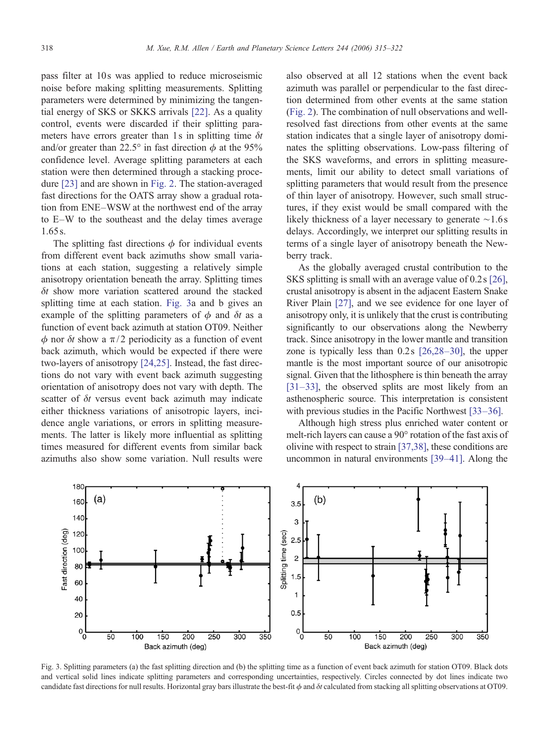pass filter at 10 s was applied to reduce microseismic noise before making splitting measurements. Splitting parameters were determined by minimizing the tangential energy of SKS or SKKS arrivals [22]. As a quality control, events were discarded if their splitting parameters have errors greater than 1 s in splitting time $\delta t$ and/or greater than 22.5° in fast direction $\phi$ at the 95% confidence level. Average splitting parameters at each station were then determined through a stacking procedure [23] and are shown in Fig. 2. The station-averaged fast directions for the OATS array show a gradual rotation from ENE–WSW at the northwest end of the array to E–W to the southeast and the delay times average 1.65 s.

The splitting fast directions $\phi$ for individual events from different event back azimuths show small variations at each station, suggesting a relatively simple anisotropy orientation beneath the array. Splitting times $\delta t$ show more variation scattered around the stacked splitting time at each station. Fig. 3a and b gives an example of the splitting parameters of $\phi$ and $\delta t$ as a function of event back azimuth at station OT09. Neither $\phi$ nor $\delta t$ show a $\pi/2$ periodicity as a function of event back azimuth, which would be expected if there were two-layers of anisotropy [24,25]. Instead, the fast directions do not vary with event back azimuth suggesting orientation of anisotropy does not vary with depth. The scatter of $\delta t$ versus event back azimuth may indicate either thickness variations of anisotropic layers, incidence angle variations, or errors in splitting measurements. The latter is likely more influential as splitting times measured for different events from similar back azimuths also show some variation. Null results were also observed at all 12 stations when the event back azimuth was parallel or perpendicular to the fast direction determined from other events at the same station (Fig. 2). The combination of null observations and well-resolved fast directions from other events at the same station indicates that a single layer of anisotropy dominates the splitting observations. Low-pass filtering of the SKS waveforms, and errors in splitting measurements, limit our ability to detect small variations of splitting parameters that would result from the presence of thin layer of anisotropy. However, such small structures, if they exist would be small compared with the likely thickness of a layer necessary to generate ~1.6 s delays. Accordingly, we interpret our splitting results in terms of a single layer of anisotropy beneath the Newberry track.

As the globally averaged crustal contribution to the SKS splitting is small with an average value of 0.2 s [26], crustal anisotropy is absent in the adjacent Eastern Snake River Plain [27], and we see evidence for one layer of anisotropy only, it is unlikely that the crust is contributing significantly to our observations along the Newberry track. Since anisotropy in the lower mantle and transition zone is typically less than 0.2 s [26,28–30], the upper mantle is the most important source of our anisotropic signal. Given that the lithosphere is thin beneath the array [31–33], the observed splits are most likely from an asthenospheric source. This interpretation is consistent with previous studies in the Pacific Northwest [33–36].

Although high stress plus enriched water content or melt-rich layers can cause a 90° rotation of the fast axis of olivine with respect to strain [37,38], these conditions are uncommon in natural environments [39–41]. Along the

Fig. 3. Splitting parameters (a) the fast splitting direction and (b) the splitting time as a function of event back azimuth for station OT09. Black dots and vertical solid lines indicate splitting parameters and corresponding uncertainties, respectively. Circles connected by dot lines indicate two candidate fast directions for null results. Horizontal gray bars illustrate the best-fit $\phi$ and $\delta t$ calculated from stacking all splitting observations at OT09.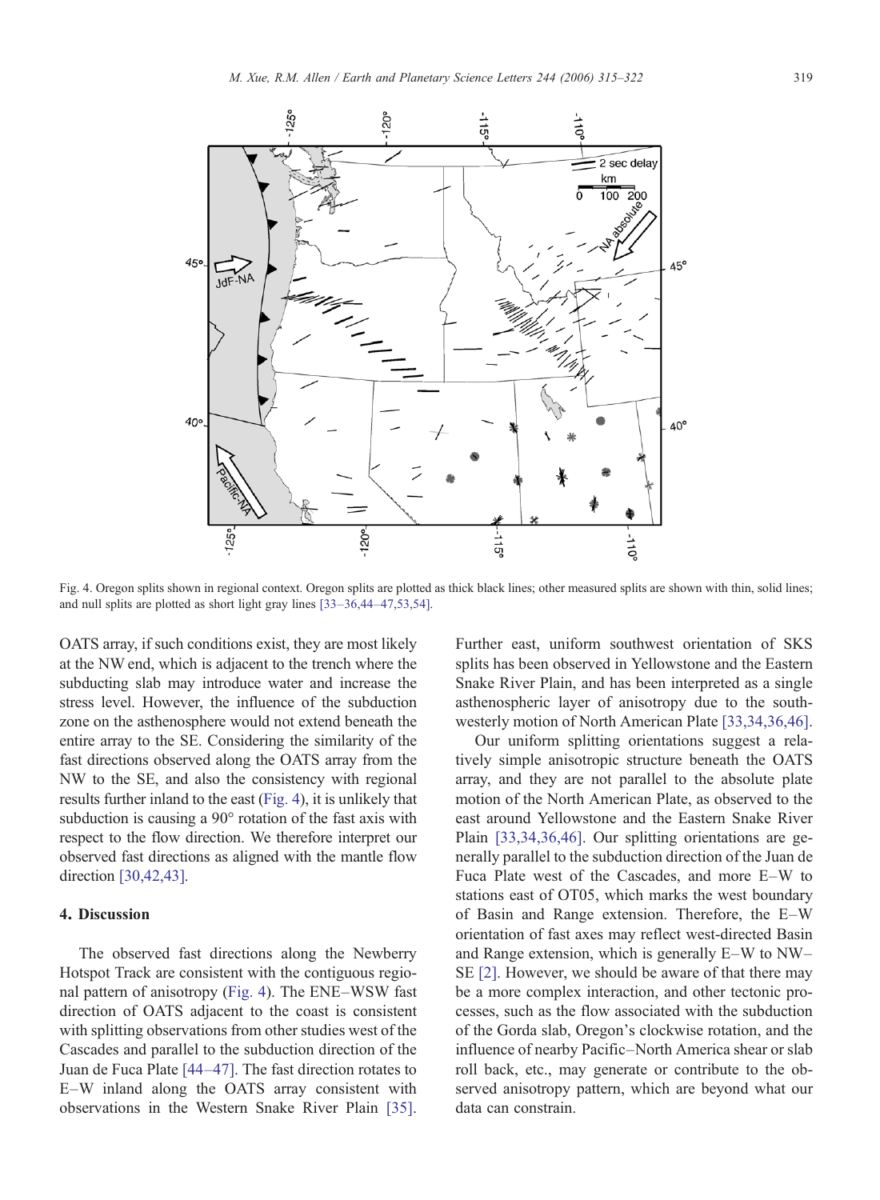Fig. 4. Oregon splits shown in regional context. Oregon splits are plotted as thick black lines; other measured splits are shown with thin, solid lines; and null splits are plotted as short light gray lines [33–36,44–47,53,54].

OATS array, if such conditions exist, they are most likely at the NW end, which is adjacent to the trench where the subducting slab may introduce water and increase the stress level. However, the influence of the subduction zone on the asthenosphere would not extend beneath the entire array to the SE. Considering the similarity of the fast directions observed along the OATS array from the NW to the SE, and also the consistency with regional results further inland to the east (Fig. 4), it is unlikely that subduction is causing a 90° rotation of the fast axis with respect to the flow direction. We therefore interpret our observed fast directions as aligned with the mantle flow direction [30,42,43].

## 4. Discussion

The observed fast directions along the Newberry Hotspot Track are consistent with the contiguous regional pattern of anisotropy (Fig. 4). The ENE–WSW fast direction of OATS adjacent to the coast is consistent with splitting observations from other studies west of the Cascades and parallel to the subduction direction of the Juan de Fuca Plate [44–47]. The fast direction rotates to E–W inland along the OATS array consistent with observations in the Western Snake River Plain [35]. Further east, uniform southwest orientation of SKS splits has been observed in Yellowstone and the Eastern Snake River Plain, and has been interpreted as a single asthenospheric layer of anisotropy due to the southwesterly motion of North American Plate [33,34,36,46].

Our uniform splitting orientations suggest a relatively simple anisotropic structure beneath the OATS array, and they are not parallel to the absolute plate motion of the North American Plate, as observed to the east around Yellowstone and the Eastern Snake River Plain [33,34,36,46]. Our splitting orientations are generally parallel to the subduction direction of the Juan de Fuca Plate west of the Cascades, and more E–W to stations east of OT05, which marks the west boundary of Basin and Range extension. Therefore, the E–W orientation of fast axes may reflect west-directed Basin and Range extension, which is generally E–W to NW–SE [2]. However, we should be aware of that there may be a more complex interaction, and other tectonic processes, such as the flow associated with the subduction of the Gorda slab, Oregon's clockwise rotation, and the influence of nearby Pacific–North America shear or slab roll back, etc., may generate or contribute to the observed anisotropy pattern, which are beyond what our data can constrain.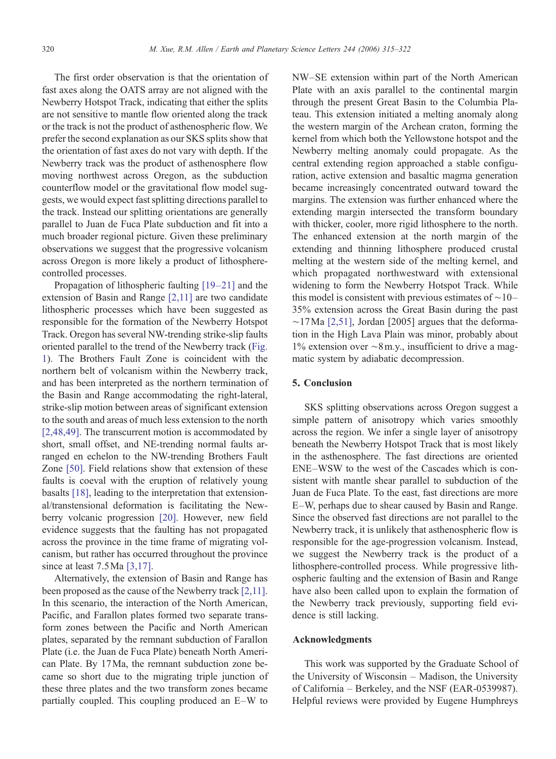The first order observation is that the orientation of fast axes along the OATS array are not aligned with the Newberry Hotspot Track, indicating that either the splits are not sensitive to mantle flow oriented along the track or the track is not the product of asthenospheric flow. We prefer the second explanation as our SKS splits show that the orientation of fast axes do not vary with depth. If the Newberry track was the product of asthenosphere flow moving northwest across Oregon, as the subduction counterflow model or the gravitational flow model suggests, we would expect fast splitting directions parallel to the track. Instead our splitting orientations are generally parallel to Juan de Fuca Plate subduction and fit into a much broader regional picture. Given these preliminary observations we suggest that the progressive volcanism across Oregon is more likely a product of lithosphere-controlled processes.

Propagation of lithospheric faulting [19–21] and the extension of Basin and Range [2,11] are two candidate lithospheric processes which have been suggested as responsible for the formation of the Newberry Hotspot Track. Oregon has several NW-trending strike-slip faults oriented parallel to the trend of the Newberry track (Fig. 1). The Brothers Fault Zone is coincident with the northern belt of volcanism within the Newberry track, and has been interpreted as the northern termination of the Basin and Range accommodating the right-lateral, strike-slip motion between areas of significant extension to the south and areas of much less extension to the north [2,48,49]. The transcurrent motion is accommodated by short, small offset, and NE-trending normal faults arranged en echelon to the NW-trending Brothers Fault Zone [50]. Field relations show that extension of these faults is coeval with the eruption of relatively young basalts [18], leading to the interpretation that extensional/transtensional deformation is facilitating the Newberry volcanic progression [20]. However, new field evidence suggests that the faulting has not propagated across the province in the time frame of migrating volcanism, but rather has occurred throughout the province since at least 7.5 Ma [3,17].

Alternatively, the extension of Basin and Range has been proposed as the cause of the Newberry track [2,11]. In this scenario, the interaction of the North American, Pacific, and Farallon plates formed two separate transform zones between the Pacific and North American plates, separated by the remnant subduction of Farallon Plate (i.e. the Juan de Fuca Plate) beneath North American Plate. By 17 Ma, the remnant subduction zone became so short due to the migrating triple junction of these three plates and the two transform zones became partially coupled. This coupling produced an E–W to NW–SE extension within part of the North American Plate with an axis parallel to the continental margin through the present Great Basin to the Columbia Plateau. This extension initiated a melting anomaly along the western margin of the Archean craton, forming the kernel from which both the Yellowstone hotspot and the Newberry melting anomaly could propagate. As the central extending region approached a stable configuration, active extension and basaltic magma generation became increasingly concentrated outward toward the margins. The extension was further enhanced where the extending margin intersected the transform boundary with thicker, cooler, more rigid lithosphere to the north. The enhanced extension at the north margin of the extending and thinning lithosphere produced crustal melting at the western side of the melting kernel, and which propagated northwestward with extensional widening to form the Newberry Hotspot Track. While this model is consistent with previous estimates of ~10–35% extension across the Great Basin during the past ~17 Ma [2,51], Jordan [2005] argues that the deformation in the High Lava Plain was minor, probably about 1% extension over ~8 m.y., insufficient to drive a magmatic system by adiabatic decompression.

## 5. Conclusion

SKS splitting observations across Oregon suggest a simple pattern of anisotropy which varies smoothly across the region. We infer a single layer of anisotropy beneath the Newberry Hotspot Track that is most likely in the asthenosphere. The fast directions are oriented ENE–WSW to the west of the Cascades which is consistent with mantle shear parallel to subduction of the Juan de Fuca Plate. To the east, fast directions are more E–W, perhaps due to shear caused by Basin and Range. Since the observed fast directions are not parallel to the Newberry track, it is unlikely that asthenospheric flow is responsible for the age-progression volcanism. Instead, we suggest the Newberry track is the product of a lithosphere-controlled process. While progressive lithospheric faulting and the extension of Basin and Range have also been called upon to explain the formation of the Newberry track previously, supporting field evidence is still lacking.

## Acknowledgments

This work was supported by the Graduate School of the University of Wisconsin – Madison, the University of California – Berkeley, and the NSF (EAR-0539987). Helpful reviews were provided by Eugene Humphreys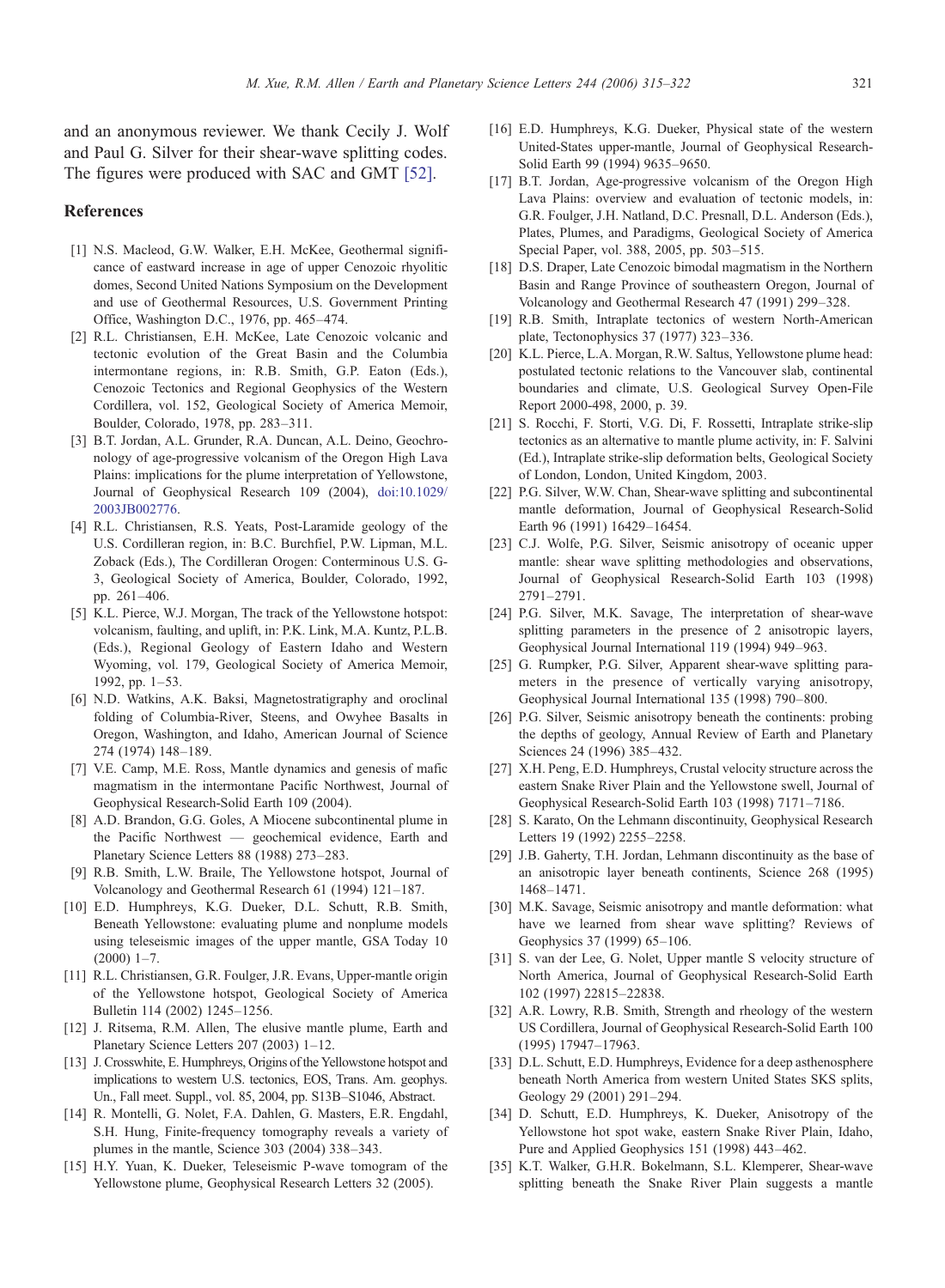and an anonymous reviewer. We thank Cecily J. Wolf and Paul G. Silver for their shear-wave splitting codes. The figures were produced with SAC and GMT [52].

## References

[1] N.S. Macleod, G.W. Walker, E.H. McKee, Geothermal significance of eastward increase in age of upper Cenozoic rhyolitic domes, Second United Nations Symposium on the Development and use of Geothermal Resources, U.S. Government Printing Office, Washington D.C., 1976, pp. 465–474.

[2] R.L. Christiansen, E.H. McKee, Late Cenozoic volcanic and tectonic evolution of the Great Basin and the Columbia intermontane regions, in: R.B. Smith, G.P. Eaton (Eds.), Cenozoic Tectonics and Regional Geophysics of the Western Cordillera, vol. 152, Geological Society of America Memoir, Boulder, Colorado, 1978, pp. 283–311.

[3] B.T. Jordan, A.L. Grunder, R.A. Duncan, A.L. Deino, Geochronology of age-progressive volcanism of the Oregon High Lava Plains: implications for the plume interpretation of Yellowstone, Journal of Geophysical Research 109 (2004), doi:10.1029/2003JB002776.

[4] R.L. Christiansen, R.S. Yeats, Post-Laramide geology of the U.S. Cordilleran region, in: B.C. Burchfiel, P.W. Lipman, M.L. Zoback (Eds.), The Cordilleran Orogen: Conterminous U.S. G-3, Geological Society of America, Boulder, Colorado, 1992, pp. 261–406.

[5] K.L. Pierce, W.J. Morgan, The track of the Yellowstone hotspot: volcanism, faulting, and uplift, in: P.K. Link, M.A. Kuntz, P.L.B. (Eds.), Regional Geology of Eastern Idaho and Western Wyoming, vol. 179, Geological Society of America Memoir, 1992, pp. 1–53.

[6] N.D. Watkins, A.K. Baksi, Magnetostratigraphy and oroclinal folding of Columbia-River, Steens, and Owyhee Basalts in Oregon, Washington, and Idaho, American Journal of Science 274 (1974) 148–189.

[7] V.E. Camp, M.E. Ross, Mantle dynamics and genesis of mafic magmatism in the intermontane Pacific Northwest, Journal of Geophysical Research-Solid Earth 109 (2004).

[8] A.D. Brandon, G.G. Goles, A Miocene subcontinental plume in the Pacific Northwest — geochemical evidence, Earth and Planetary Science Letters 88 (1988) 273–283.

[9] R.B. Smith, L.W. Braile, The Yellowstone hotspot, Journal of Volcanology and Geothermal Research 61 (1994) 121–187.

[10] E.D. Humphreys, K.G. Dueker, D.L. Schutt, R.B. Smith, Beneath Yellowstone: evaluating plume and nonplume models using teleseismic images of the upper mantle, GSA Today 10 (2000) 1–7.

[11] R.L. Christiansen, G.R. Foulger, J.R. Evans, Upper-mantle origin of the Yellowstone hotspot, Geological Society of America Bulletin 114 (2002) 1245–1256.

[12] J. Ritsema, R.M. Allen, The elusive mantle plume, Earth and Planetary Science Letters 207 (2003) 1–12.

[13] J. Crosswhite, E. Humphreys, Origins of the Yellowstone hotspot and implications to western U.S. tectonics, EOS, Trans. Am. geophys. Un., Fall meet. Suppl., vol. 85, 2004, pp. S13B–S1046, Abstract.

[14] R. Montelli, G. Nolet, F.A. Dahlen, G. Masters, E.R. Engdahl, S.H. Hung, Finite-frequency tomography reveals a variety of plumes in the mantle, Science 303 (2004) 338–343.

[15] H.Y. Yuan, K. Dueker, Teleseismic P-wave tomogram of the Yellowstone plume, Geophysical Research Letters 32 (2005).

[16] E.D. Humphreys, K.G. Dueker, Physical state of the western United-States upper-mantle, Journal of Geophysical Research-Solid Earth 99 (1994) 9635–9650.

[17] B.T. Jordan, Age-progressive volcanism of the Oregon High Lava Plains: overview and evaluation of tectonic models, in: G.R. Foulger, J.H. Natland, D.C. Presnall, D.L. Anderson (Eds.), Plates, Plumes, and Paradigms, Geological Society of America Special Paper, vol. 388, 2005, pp. 503–515.

[18] D.S. Draper, Late Cenozoic bimodal magmatism in the Northern Basin and Range Province of southeastern Oregon, Journal of Volcanology and Geothermal Research 47 (1991) 299–328.

[19] R.B. Smith, Intraplate tectonics of western North-American plate, Tectonophysics 37 (1977) 323–336.

[20] K.L. Pierce, L.A. Morgan, R.W. Saltus, Yellowstone plume head: postulated tectonic relations to the Vancouver slab, continental boundaries and climate, U.S. Geological Survey Open-File Report 2000-498, 2000, p. 39.

[21] S. Rocchi, F. Storti, V.G. Di, F. Rossetti, Intraplate strike-slip tectonics as an alternative to mantle plume activity, in: F. Salvini (Ed.), Intraplate strike-slip deformation belts, Geological Society of London, London, United Kingdom, 2003.

[22] P.G. Silver, W.W. Chan, Shear-wave splitting and subcontinental mantle deformation, Journal of Geophysical Research-Solid Earth 96 (1991) 16429–16454.

[23] C.J. Wolfe, P.G. Silver, Seismic anisotropy of oceanic upper mantle: shear wave splitting methodologies and observations, Journal of Geophysical Research-Solid Earth 103 (1998) 2791–2791.

[24] P.G. Silver, M.K. Savage, The interpretation of shear-wave splitting parameters in the presence of 2 anisotropic layers, Geophysical Journal International 119 (1994) 949–963.

[25] G. Rumpker, P.G. Silver, Apparent shear-wave splitting parameters in the presence of vertically varying anisotropy, Geophysical Journal International 135 (1998) 790–800.

[26] P.G. Silver, Seismic anisotropy beneath the continents: probing the depths of geology, Annual Review of Earth and Planetary Sciences 24 (1996) 385–432.

[27] X.H. Peng, E.D. Humphreys, Crustal velocity structure across the eastern Snake River Plain and the Yellowstone swell, Journal of Geophysical Research-Solid Earth 103 (1998) 7171–7186.

[28] S. Karato, On the Lehmann discontinuity, Geophysical Research Letters 19 (1992) 2255–2258.

[29] J.B. Gaherty, T.H. Jordan, Lehmann discontinuity as the base of an anisotropic layer beneath continents, Science 268 (1995) 1468–1471.

[30] M.K. Savage, Seismic anisotropy and mantle deformation: what have we learned from shear wave splitting? Reviews of Geophysics 37 (1999) 65–106.

[31] S. van der Lee, G. Nolet, Upper mantle S velocity structure of North America, Journal of Geophysical Research-Solid Earth 102 (1997) 22815–22838.

[32] A.R. Lowry, R.B. Smith, Strength and rheology of the western US Cordillera, Journal of Geophysical Research-Solid Earth 100 (1995) 17947–17963.

[33] D.L. Schutt, E.D. Humphreys, Evidence for a deep asthenosphere beneath North America from western United States SKS splits, Geology 29 (2001) 291–294.

[34] D. Schutt, E.D. Humphreys, K. Dueker, Anisotropy of the Yellowstone hot spot wake, eastern Snake River Plain, Idaho, Pure and Applied Geophysics 151 (1998) 443–462.

[35] K.T. Walker, G.H.R. Bokelmann, S.L. Klemperer, Shear-wave splitting beneath the Snake River Plain suggests a mantle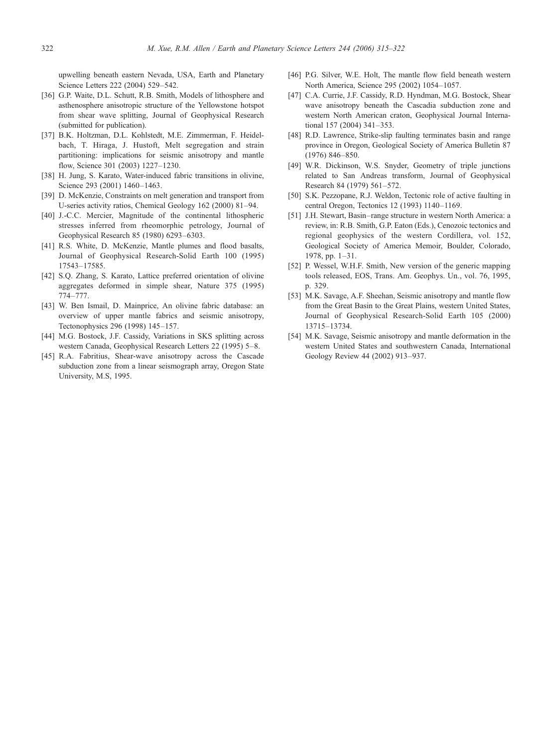upwelling beneath eastern Nevada, USA, Earth and Planetary Science Letters 222 (2004) 529–542.

[36] G.P. Waite, D.L. Schutt, R.B. Smith, Models of lithosphere and asthenosphere anisotropic structure of the Yellowstone hotspot from shear wave splitting, Journal of Geophysical Research (submitted for publication).

[37] B.K. Holtzman, D.L. Kohlstedt, M.E. Zimmerman, F. Heidelbach, T. Hiraga, J. Hustoft, Melt segregation and strain partitioning: implications for seismic anisotropy and mantle flow, Science 301 (2003) 1227–1230.

[38] H. Jung, S. Karato, Water-induced fabric transitions in olivine, Science 293 (2001) 1460–1463.

[39] D. McKenzie, Constraints on melt generation and transport from U-series activity ratios, Chemical Geology 162 (2000) 81–94.

[40] J.-C.C. Mercier, Magnitude of the continental lithospheric stresses inferred from rheomorphic petrology, Journal of Geophysical Research 85 (1980) 6293–6303.

[41] R.S. White, D. McKenzie, Mantle plumes and flood basalts, Journal of Geophysical Research-Solid Earth 100 (1995) 17543–17585.

[42] S.Q. Zhang, S. Karato, Lattice preferred orientation of olivine aggregates deformed in simple shear, Nature 375 (1995) 774–777.

[43] W. Ben Ismail, D. Mainprice, An olivine fabric database: an overview of upper mantle fabrics and seismic anisotropy, Tectonophysics 296 (1998) 145–157.

[44] M.G. Bostock, J.F. Cassidy, Variations in SKS splitting across western Canada, Geophysical Research Letters 22 (1995) 5–8.

[45] R.A. Fabritius, Shear-wave anisotropy across the Cascade subduction zone from a linear seismograph array, Oregon State University, M.S, 1995.

[46] P.G. Silver, W.E. Holt, The mantle flow field beneath western North America, Science 295 (2002) 1054–1057.

[47] C.A. Currie, J.F. Cassidy, R.D. Hyndman, M.G. Bostock, Shear wave anisotropy beneath the Cascadia subduction zone and western North American craton, Geophysical Journal International 157 (2004) 341–353.

[48] R.D. Lawrence, Strike-slip faulting terminates basin and range province in Oregon, Geological Society of America Bulletin 87 (1976) 846–850.

[49] W.R. Dickinson, W.S. Snyder, Geometry of triple junctions related to San Andreas transform, Journal of Geophysical Research 84 (1979) 561–572.

[50] S.K. Pezzopane, R.J. Weldon, Tectonic role of active faulting in central Oregon, Tectonics 12 (1993) 1140–1169.

[51] J.H. Stewart, Basin–range structure in western North America: a review, in: R.B. Smith, G.P. Eaton (Eds.), Cenozoic tectonics and regional geophysics of the western Cordillera, vol. 152, Geological Society of America Memoir, Boulder, Colorado, 1978, pp. 1–31.

[52] P. Wessel, W.H.F. Smith, New version of the generic mapping tools released, EOS, Trans. Am. Geophys. Un., vol. 76, 1995, p. 329.

[53] M.K. Savage, A.F. Sheehan, Seismic anisotropy and mantle flow from the Great Basin to the Great Plains, western United States, Journal of Geophysical Research-Solid Earth 105 (2000) 13715–13734.

[54] M.K. Savage, Seismic anisotropy and mantle deformation in the western United States and southwestern Canada, International Geology Review 44 (2002) 913–937.